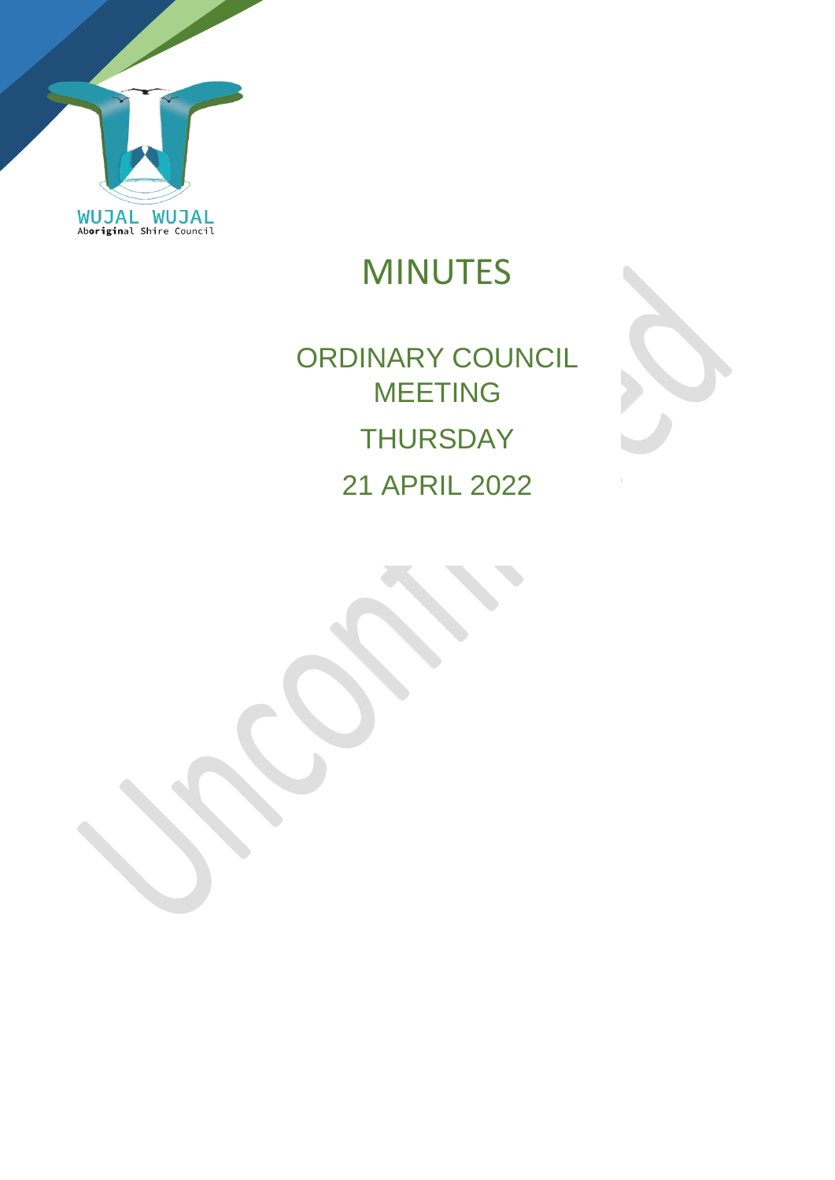WUJAL WUJAL
Aboriginal Shire Council

# MINUTES

## ORDINARY COUNCIL MEETING

## THURSDAY

## 21 APRIL 2022

Unconfirmed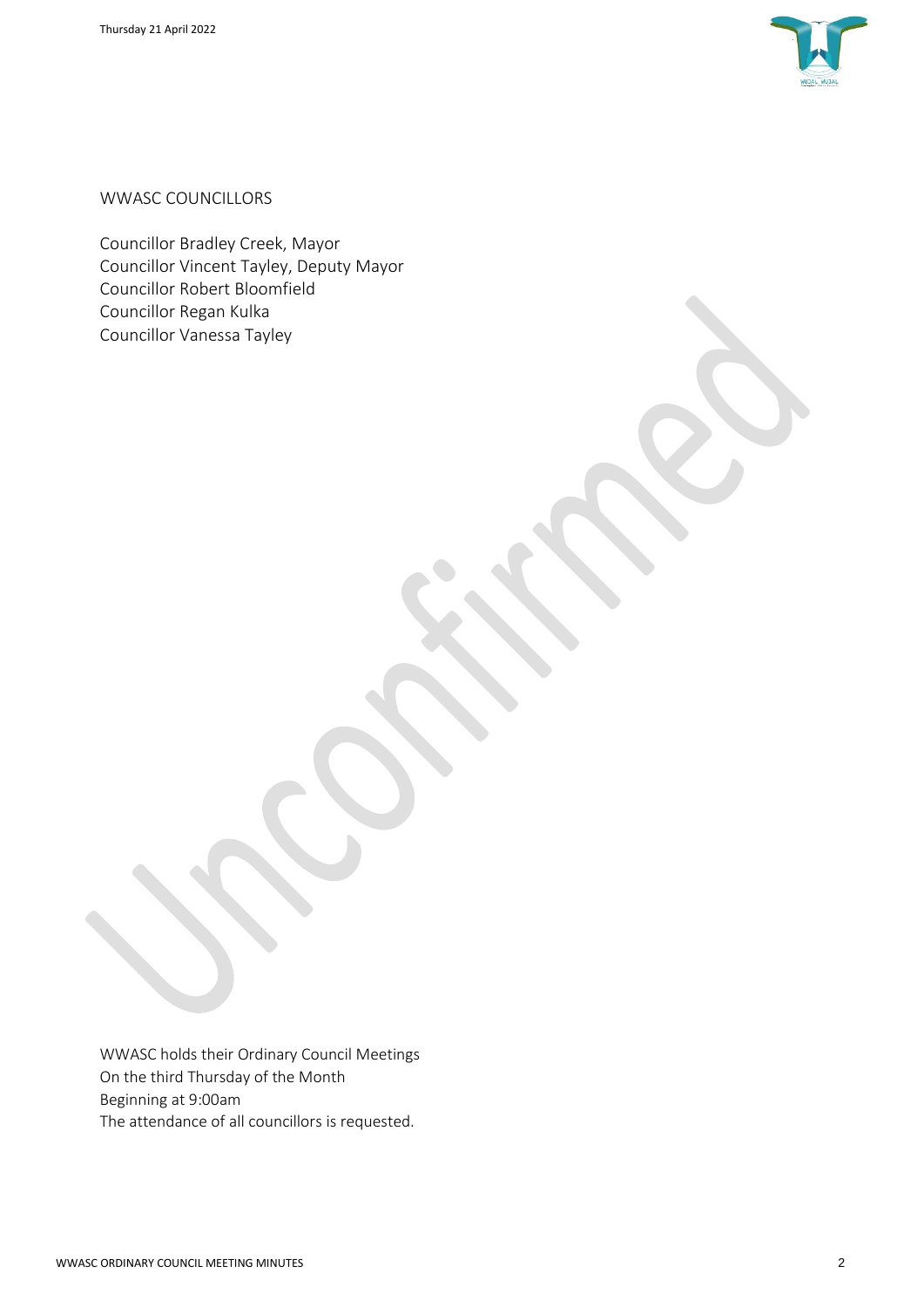WWASC COUNCILLORS

Councillor Bradley Creek, Mayor
Councillor Vincent Tayley, Deputy Mayor
Councillor Robert Bloomfield
Councillor Regan Kulka
Councillor Vanessa Tayley

WWASC holds their Ordinary Council Meetings
On the third Thursday of the Month
Beginning at 9:00am
The attendance of all councillors is requested.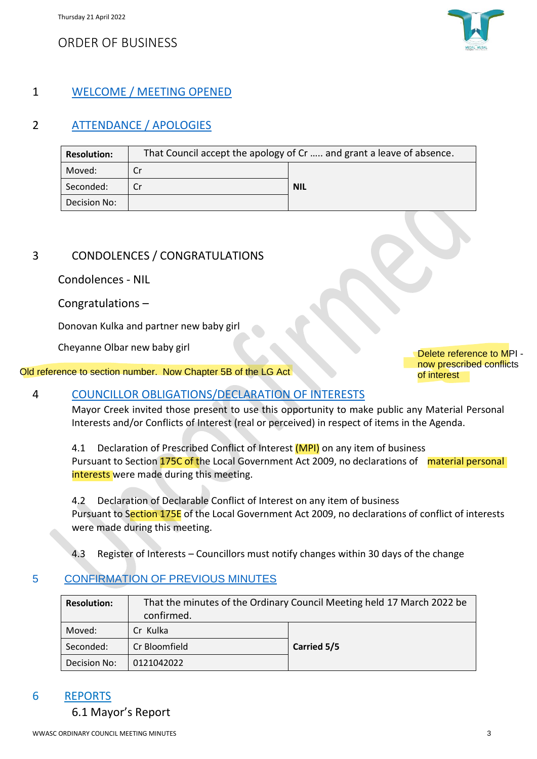# ORDER OF BUSINESS

## 1 WELCOME / MEETING OPENED

## 2 ATTENDANCE / APOLOGIES

| **Resolution:** | That Council accept the apology of Cr ….. and grant a leave of absence. | |
|---|---|---|
| Moved: | Cr | **NIL** |
| Seconded: | Cr | |
| Decision No: | | |

## 3 CONDOLENCES / CONGRATULATIONS

Condolences - NIL

Congratulations –

Donovan Kulka and partner new baby girl

Cheyanne Olbar new baby girl

Old reference to section number. Now Chapter 5B of the LG Act

Delete reference to MPI - now prescribed conflicts of interest

## 4 COUNCILLOR OBLIGATIONS/DECLARATION OF INTERESTS

Mayor Creek invited those present to use this opportunity to make public any Material Personal Interests and/or Conflicts of Interest (real or perceived) in respect of items in the Agenda.

4.1 Declaration of Prescribed Conflict of Interest (MPI) on any item of business
Pursuant to Section 175C of the Local Government Act 2009, no declarations of material personal interests were made during this meeting.

4.2 Declaration of Declarable Conflict of Interest on any item of business
Pursuant to Section 175E of the Local Government Act 2009, no declarations of conflict of interests were made during this meeting.

4.3 Register of Interests – Councillors must notify changes within 30 days of the change

## 5 CONFIRMATION OF PREVIOUS MINUTES

| **Resolution:** | That the minutes of the Ordinary Council Meeting held 17 March 2022 be confirmed. | |
|---|---|---|
| Moved: | Cr Kulka | **Carried 5/5** |
| Seconded: | Cr Bloomfield | |
| Decision No: | 0121042022 | |

## 6 REPORTS

### 6.1 Mayor's Report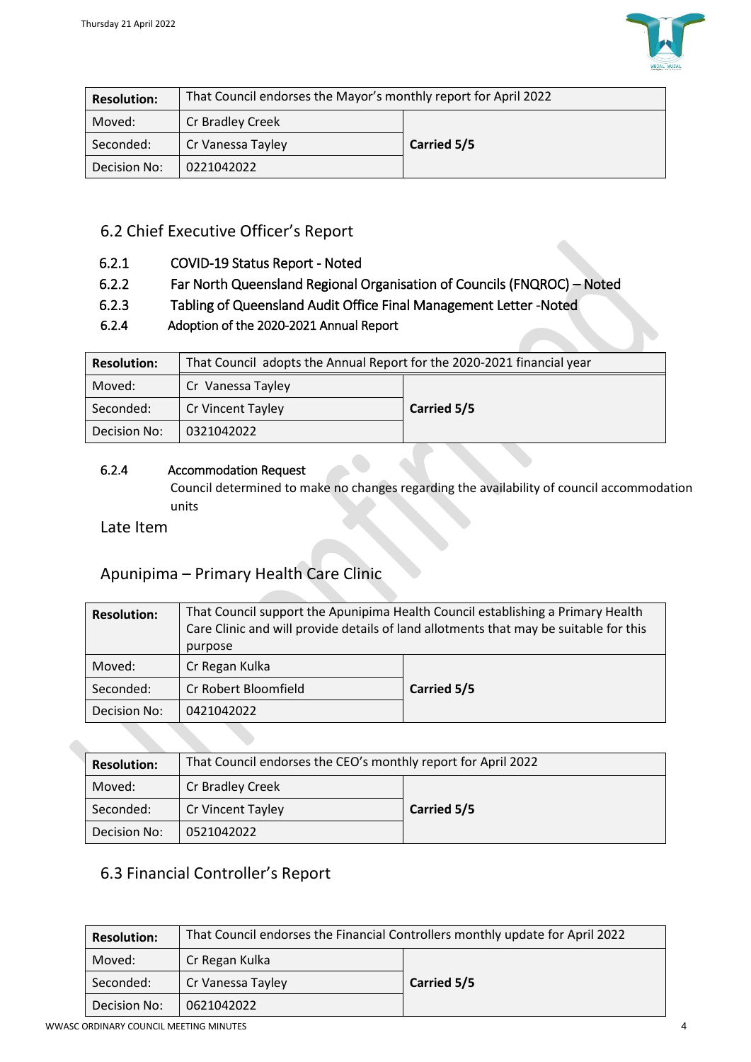| Resolution: | That Council endorses the Mayor's monthly report for April 2022 | |
|---|---|---|
| Moved: | Cr Bradley Creek | **Carried 5/5** |
| Seconded: | Cr Vanessa Tayley | |
| Decision No: | 0221042022 | |

## 6.2 Chief Executive Officer's Report

6.2.1 COVID-19 Status Report - Noted

6.2.2 Far North Queensland Regional Organisation of Councils (FNQROC) – Noted

6.2.3 Tabling of Queensland Audit Office Final Management Letter -Noted

6.2.4 Adoption of the 2020-2021 Annual Report

| Resolution: | That Council adopts the Annual Report for the 2020-2021 financial year | |
|---|---|---|
| Moved: | Cr Vanessa Tayley | **Carried 5/5** |
| Seconded: | Cr Vincent Tayley | |
| Decision No: | 0321042022 | |

6.2.4 Accommodation Request

Council determined to make no changes regarding the availability of council accommodation units

## Late Item

## Apunipima – Primary Health Care Clinic

| Resolution: | That Council support the Apunipima Health Council establishing a Primary Health Care Clinic and will provide details of land allotments that may be suitable for this purpose | |
|---|---|---|
| Moved: | Cr Regan Kulka | **Carried 5/5** |
| Seconded: | Cr Robert Bloomfield | |
| Decision No: | 0421042022 | |

| Resolution: | That Council endorses the CEO's monthly report for April 2022 | |
|---|---|---|
| Moved: | Cr Bradley Creek | **Carried 5/5** |
| Seconded: | Cr Vincent Tayley | |
| Decision No: | 0521042022 | |

## 6.3 Financial Controller's Report

| Resolution: | That Council endorses the Financial Controllers monthly update for April 2022 | |
|---|---|---|
| Moved: | Cr Regan Kulka | **Carried 5/5** |
| Seconded: | Cr Vanessa Tayley | |
| Decision No: | 0621042022 | |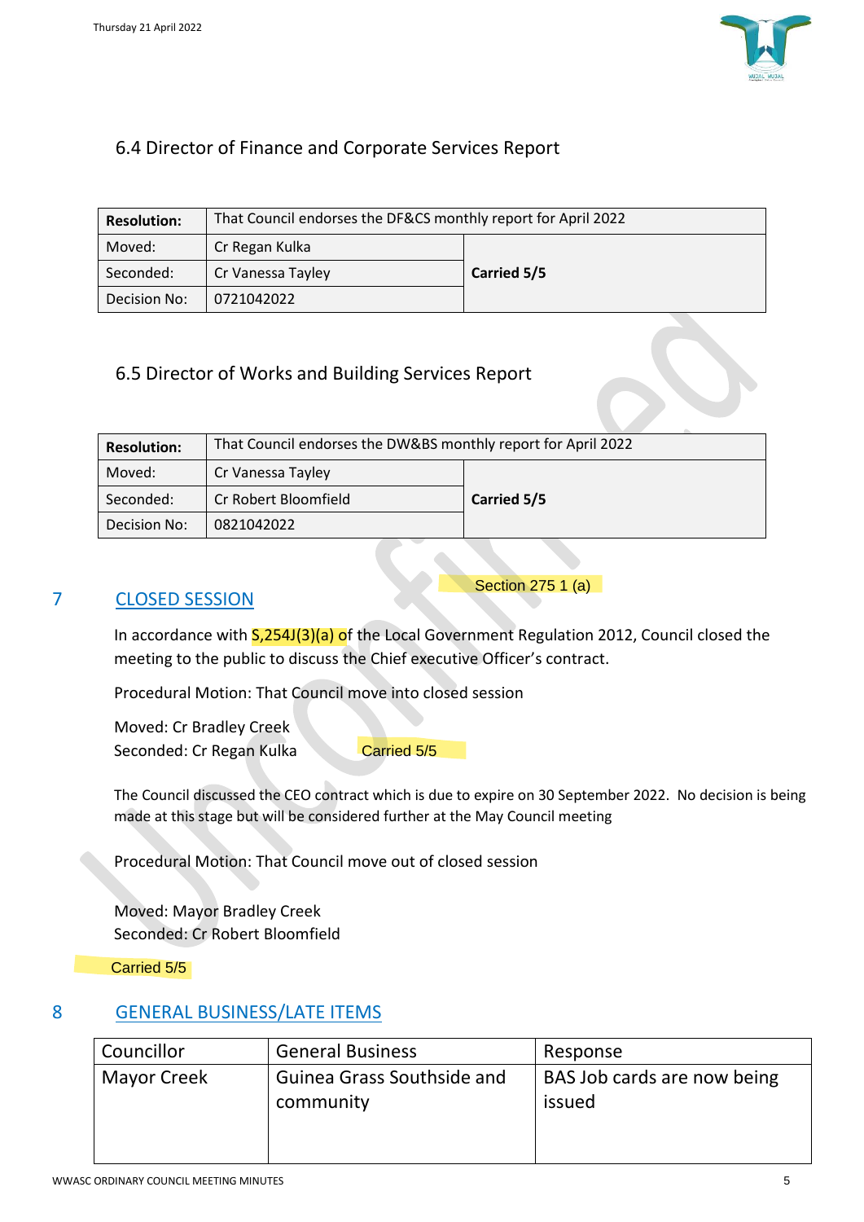### 6.4 Director of Finance and Corporate Services Report

| **Resolution:** | That Council endorses the DF&CS monthly report for April 2022 | |
|---|---|---|
| Moved: | Cr Regan Kulka | **Carried 5/5** |
| Seconded: | Cr Vanessa Tayley | |
| Decision No: | 0721042022 | |

### 6.5 Director of Works and Building Services Report

| **Resolution:** | That Council endorses the DW&BS monthly report for April 2022 | |
|---|---|---|
| Moved: | Cr Vanessa Tayley | **Carried 5/5** |
| Seconded: | Cr Robert Bloomfield | |
| Decision No: | 0821042022 | |

## 7 CLOSED SESSION

Section 275 1 (a)

In accordance with S,254J(3)(a) of the Local Government Regulation 2012, Council closed the meeting to the public to discuss the Chief executive Officer's contract.

Procedural Motion: That Council move into closed session

Moved: Cr Bradley Creek
Seconded: Cr Regan Kulka Carried 5/5

The Council discussed the CEO contract which is due to expire on 30 September 2022. No decision is being made at this stage but will be considered further at the May Council meeting

Procedural Motion: That Council move out of closed session

Moved: Mayor Bradley Creek
Seconded: Cr Robert Bloomfield

Carried 5/5

## 8 GENERAL BUSINESS/LATE ITEMS

| Councillor | General Business | Response |
|---|---|---|
| Mayor Creek | Guinea Grass Southside and community | BAS Job cards are now being issued |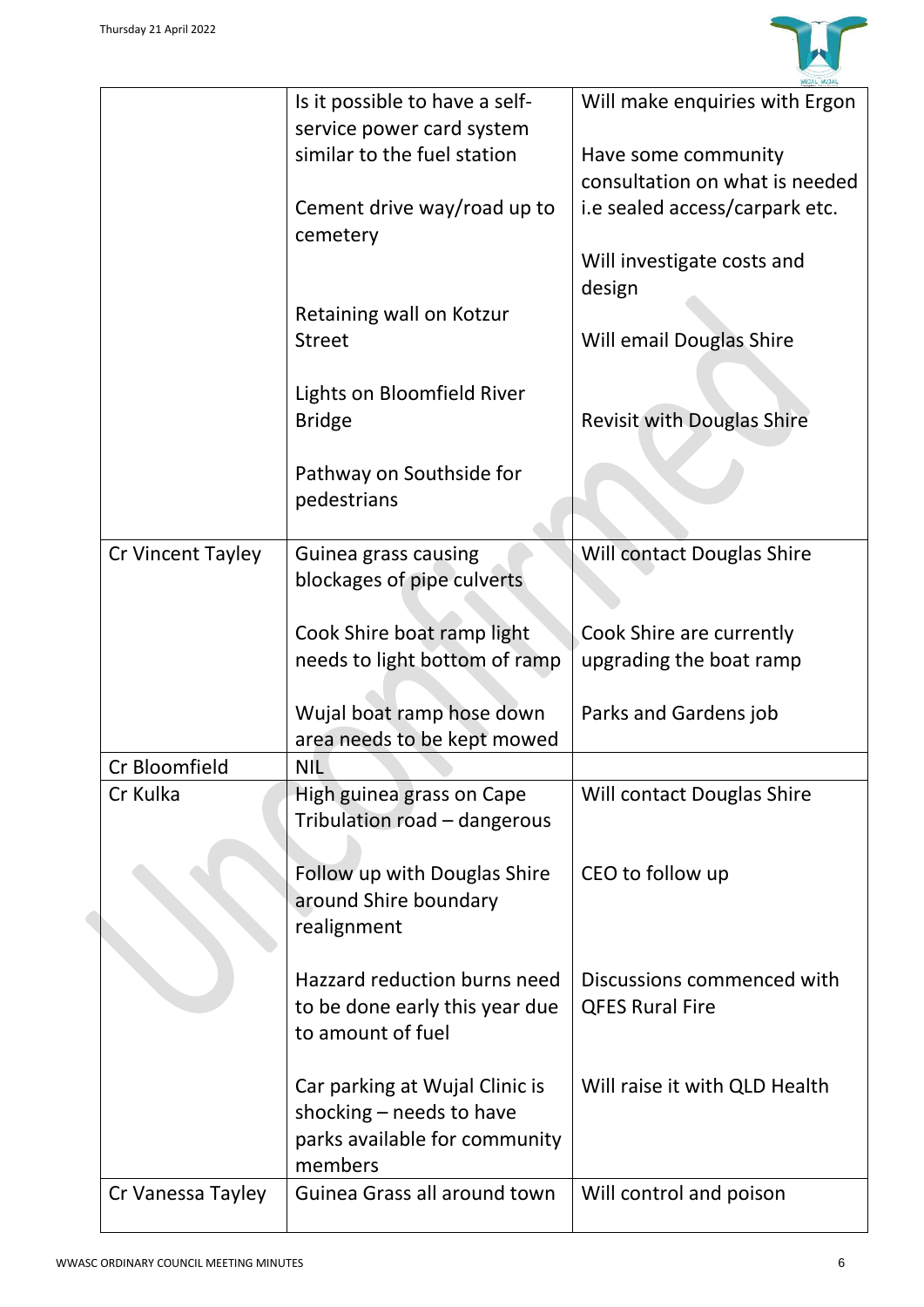| | | |
|---|---|---|
| | Is it possible to have a self-service power card system similar to the fuel station<br><br>Cement drive way/road up to cemetery<br><br>Retaining wall on Kotzur Street<br><br>Lights on Bloomfield River Bridge<br><br>Pathway on Southside for pedestrians | Will make enquiries with Ergon<br><br>Have some community consultation on what is needed i.e sealed access/carpark etc.<br><br>Will investigate costs and design<br><br>Will email Douglas Shire<br><br>Revisit with Douglas Shire |
| Cr Vincent Tayley | Guinea grass causing blockages of pipe culverts<br><br>Cook Shire boat ramp light needs to light bottom of ramp<br><br>Wujal boat ramp hose down area needs to be kept mowed | Will contact Douglas Shire<br><br>Cook Shire are currently upgrading the boat ramp<br><br>Parks and Gardens job |
| Cr Bloomfield | NIL | |
| Cr Kulka | High guinea grass on Cape Tribulation road – dangerous<br><br>Follow up with Douglas Shire around Shire boundary realignment<br><br>Hazzard reduction burns need to be done early this year due to amount of fuel<br><br>Car parking at Wujal Clinic is shocking – needs to have parks available for community members | Will contact Douglas Shire<br><br>CEO to follow up<br><br>Discussions commenced with QFES Rural Fire<br><br>Will raise it with QLD Health |
| Cr Vanessa Tayley | Guinea Grass all around town | Will control and poison |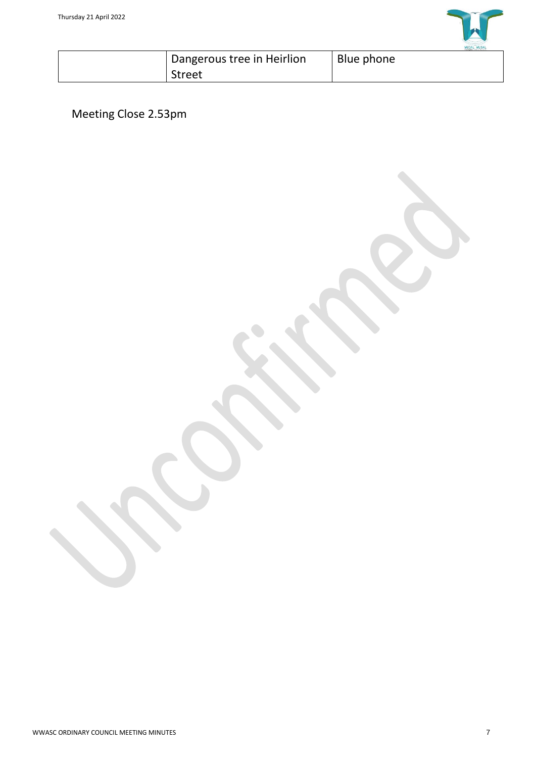| | | |
|---|---|---|
| | Dangerous tree in Heirlion Street | Blue phone |

Meeting Close 2.53pm

Unconfirmed